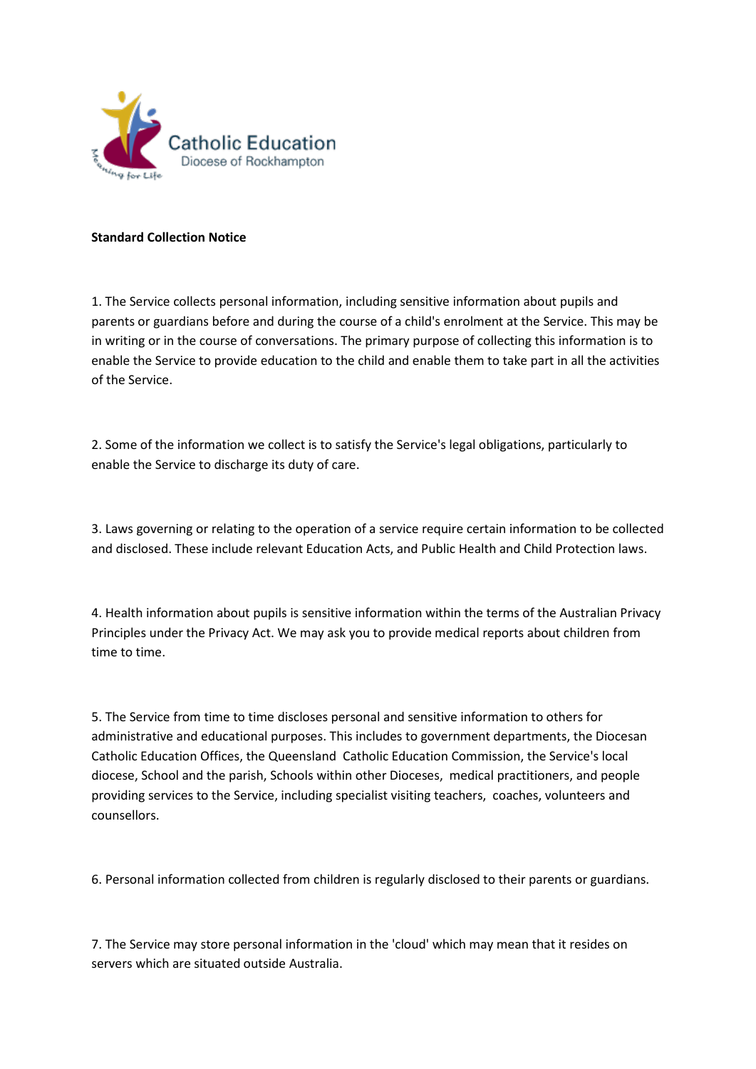**Standard Collection Notice**

1. The Service collects personal information, including sensitive information about pupils and parents or guardians before and during the course of a child's enrolment at the Service. This may be in writing or in the course of conversations. The primary purpose of collecting this information is to enable the Service to provide education to the child and enable them to take part in all the activities of the Service.

2. Some of the information we collect is to satisfy the Service's legal obligations, particularly to enable the Service to discharge its duty of care.

3. Laws governing or relating to the operation of a service require certain information to be collected and disclosed. These include relevant Education Acts, and Public Health and Child Protection laws.

4. Health information about pupils is sensitive information within the terms of the Australian Privacy Principles under the Privacy Act. We may ask you to provide medical reports about children from time to time.

5. The Service from time to time discloses personal and sensitive information to others for administrative and educational purposes. This includes to government departments, the Diocesan Catholic Education Offices, the Queensland Catholic Education Commission, the Service's local diocese, School and the parish, Schools within other Dioceses, medical practitioners, and people providing services to the Service, including specialist visiting teachers, coaches, volunteers and counsellors.

6. Personal information collected from children is regularly disclosed to their parents or guardians.

7. The Service may store personal information in the 'cloud' which may mean that it resides on servers which are situated outside Australia.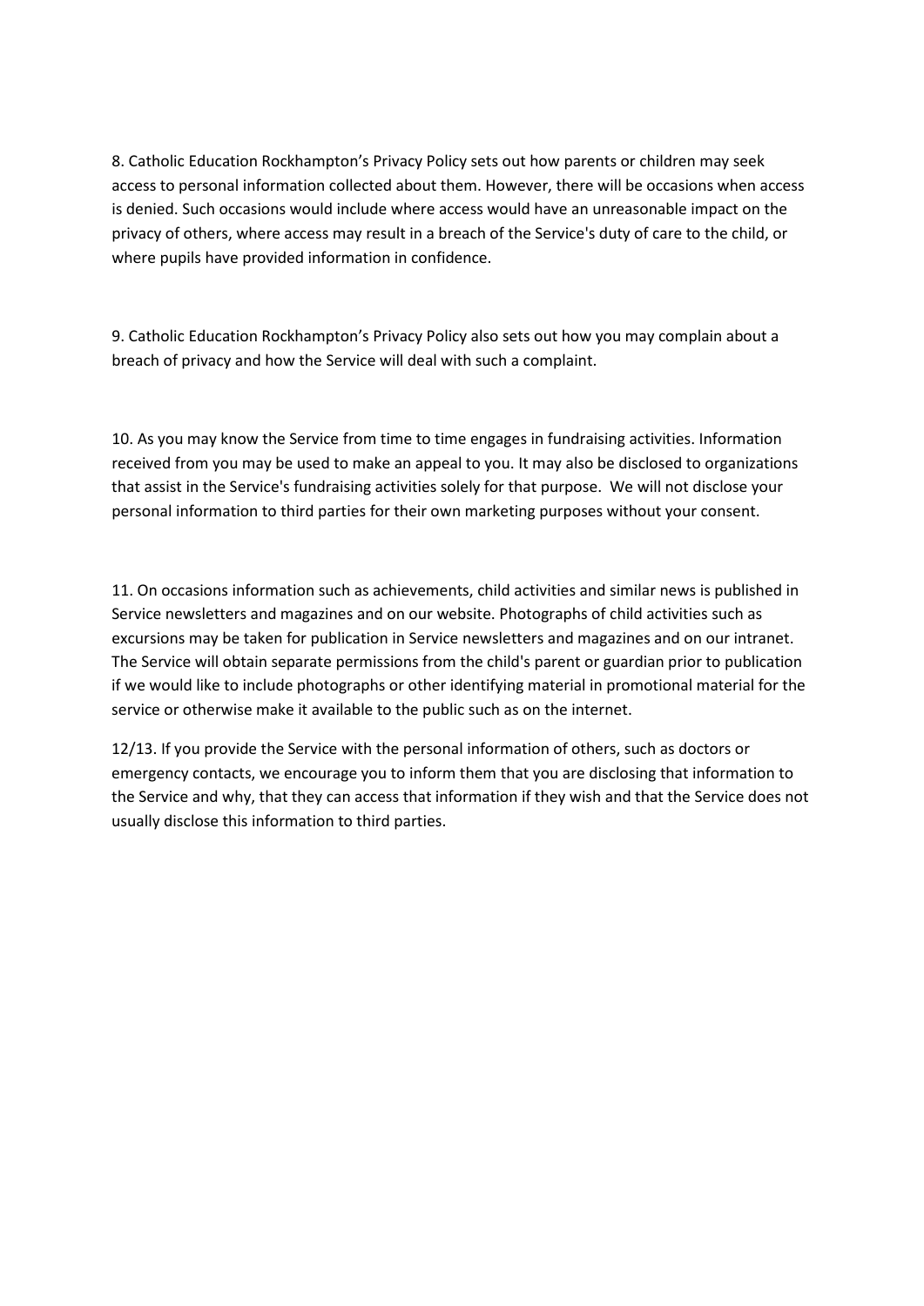8. Catholic Education Rockhampton's Privacy Policy sets out how parents or children may seek access to personal information collected about them. However, there will be occasions when access is denied. Such occasions would include where access would have an unreasonable impact on the privacy of others, where access may result in a breach of the Service's duty of care to the child, or where pupils have provided information in confidence.

9. Catholic Education Rockhampton's Privacy Policy also sets out how you may complain about a breach of privacy and how the Service will deal with such a complaint.

10. As you may know the Service from time to time engages in fundraising activities. Information received from you may be used to make an appeal to you. It may also be disclosed to organizations that assist in the Service's fundraising activities solely for that purpose. We will not disclose your personal information to third parties for their own marketing purposes without your consent.

11. On occasions information such as achievements, child activities and similar news is published in Service newsletters and magazines and on our website. Photographs of child activities such as excursions may be taken for publication in Service newsletters and magazines and on our intranet. The Service will obtain separate permissions from the child's parent or guardian prior to publication if we would like to include photographs or other identifying material in promotional material for the service or otherwise make it available to the public such as on the internet.

12/13. If you provide the Service with the personal information of others, such as doctors or emergency contacts, we encourage you to inform them that you are disclosing that information to the Service and why, that they can access that information if they wish and that the Service does not usually disclose this information to third parties.